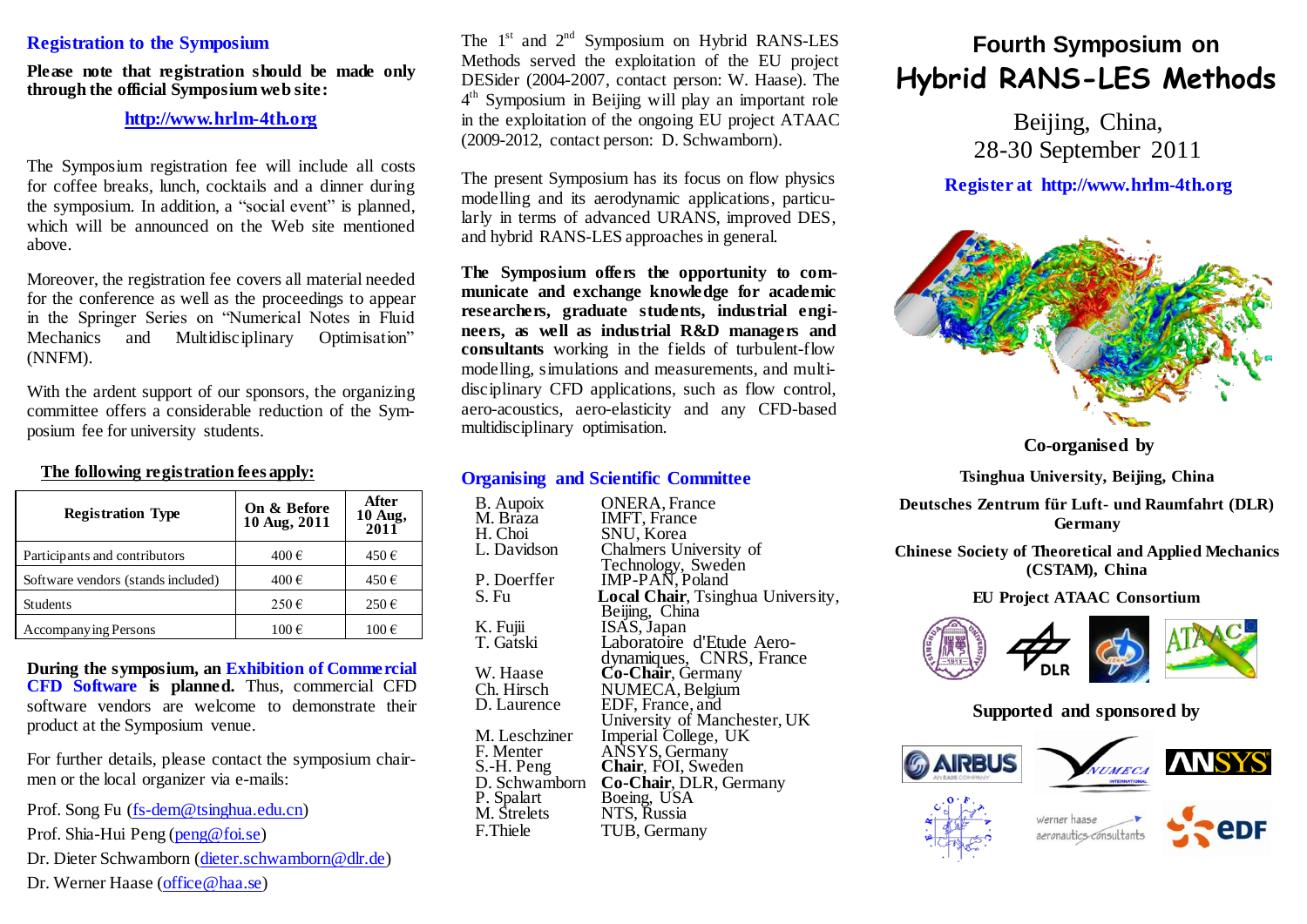## Registration to the Symposium

**Please note that registration should be made only through the official Symposium web site:**

**http://www.hrlm-4th.org**

The Symposium registration fee will include all costs for coffee breaks, lunch, cocktails and a dinner during the symposium. In addition, a "social event" is planned, which will be announced on the Web site mentioned above.

Moreover, the registration fee covers all material needed for the conference as well as the proceedings to appear in the Springer Series on "Numerical Notes in Fluid Mechanics and Multidisciplinary Optimisation" (NNFM).

With the ardent support of our sponsors, the organizing committee offers a considerable reduction of the Symposium fee for university students.

**The following registration fees apply:**

| Registration Type | On & Before 10 Aug, 2011 | After 10 Aug, 2011 |
|---|---|---|
| Participants and contributors | 400 € | 450 € |
| Software vendors (stands included) | 400 € | 450 € |
| Students | 250 € | 250 € |
| Accompanying Persons | 100 € | 100 € |

**During the symposium, an Exhibition of Commercial CFD Software is planned.** Thus, commercial CFD software vendors are welcome to demonstrate their product at the Symposium venue.

For further details, please contact the symposium chairmen or the local organizer via e-mails:

Prof. Song Fu (fs-dem@tsinghua.edu.cn)

Prof. Shia-Hui Peng (peng@foi.se)

Dr. Dieter Schwamborn (dieter.schwamborn@dlr.de)

Dr. Werner Haase (office@haa.se)

The 1st and 2nd Symposium on Hybrid RANS-LES Methods served the exploitation of the EU project DESider (2004-2007, contact person: W. Haase). The 4th Symposium in Beijing will play an important role in the exploitation of the ongoing EU project ATAAC (2009-2012, contact person: D. Schwamborn).

The present Symposium has its focus on flow physics modelling and its aerodynamic applications, particularly in terms of advanced URANS, improved DES, and hybrid RANS-LES approaches in general.

**The Symposium offers the opportunity to communicate and exchange knowledge for academic researchers, graduate students, industrial engineers, as well as industrial R&D managers and consultants** working in the fields of turbulent-flow modelling, simulations and measurements, and multidisciplinary CFD applications, such as flow control, aero-acoustics, aero-elasticity and any CFD-based multidisciplinary optimisation.

## Organising and Scientific Committee

| | |
|---|---|
| B. Aupoix | ONERA, France |
| M. Braza | IMFT, France |
| H. Choi | SNU, Korea |
| L. Davidson | Chalmers University of Technology, Sweden |
| P. Doerffer | IMP-PAN, Poland |
| S. Fu | **Local Chair**, Tsinghua University, Beijing, China |
| K. Fujii | ISAS, Japan |
| T. Gatski | Laboratoire d'Etude Aerodynamiques, CNRS, France |
| W. Haase | **Co-Chair**, Germany |
| Ch. Hirsch | NUMECA, Belgium |
| D. Laurence | EDF, France, and University of Manchester, UK |
| M. Leschziner | Imperial College, UK |
| F. Menter | ANSYS, Germany |
| S.-H. Peng | **Chair**, FOI, Sweden |
| D. Schwamborn | **Co-Chair**, DLR, Germany |
| P. Spalart | Boeing, USA |
| M. Strelets | NTS, Russia |
| F.Thiele | TUB, Germany |

# Fourth Symposium on Hybrid RANS-LES Methods

Beijing, China,
28-30 September 2011

**Register at http://www.hrlm-4th.org**

**Co-organised by**

**Tsinghua University, Beijing, China**

**Deutsches Zentrum für Luft- und Raumfahrt (DLR) Germany**

**Chinese Society of Theoretical and Applied Mechanics (CSTAM), China**

**EU Project ATAAC Consortium**

**Supported and sponsored by**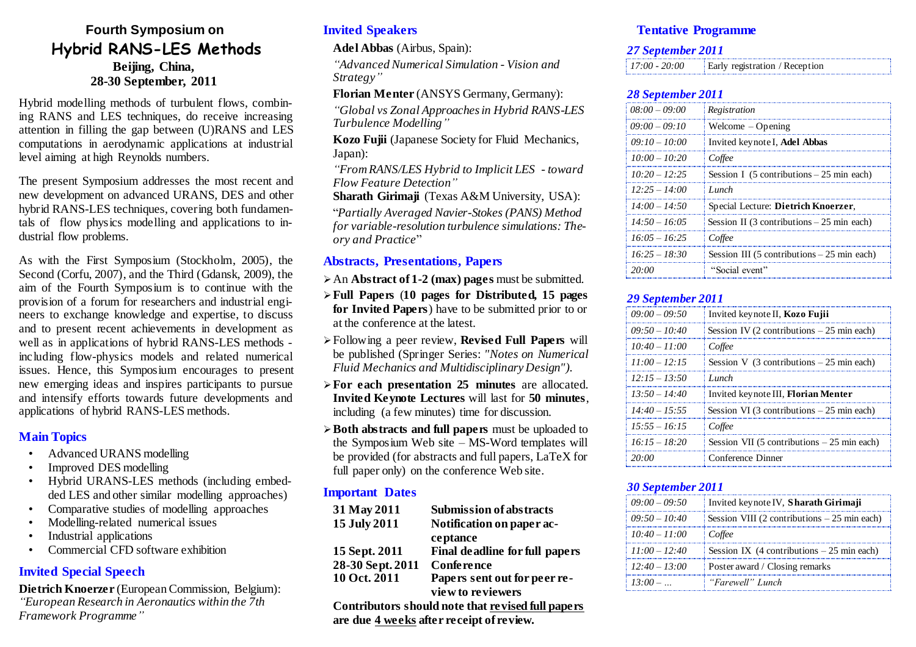# Fourth Symposium on
# Hybrid RANS-LES Methods

**Beijing, China,**
**28-30 September, 2011**

Hybrid modelling methods of turbulent flows, combining RANS and LES techniques, do receive increasing attention in filling the gap between (U)RANS and LES computations in aerodynamic applications at industrial level aiming at high Reynolds numbers.

The present Symposium addresses the most recent and new development on advanced URANS, DES and other hybrid RANS-LES techniques, covering both fundamentals of flow physics modelling and applications to industrial flow problems.

As with the First Symposium (Stockholm, 2005), the Second (Corfu, 2007), and the Third (Gdansk, 2009), the aim of the Fourth Symposium is to continue with the provision of a forum for researchers and industrial engineers to exchange knowledge and expertise, to discuss and to present recent achievements in development as well as in applications of hybrid RANS-LES methods - including flow-physics models and related numerical issues. Hence, this Symposium encourages to present new emerging ideas and inspires participants to pursue and intensify efforts towards future developments and applications of hybrid RANS-LES methods.

## Main Topics

- Advanced URANS modelling
- Improved DES modelling
- Hybrid URANS-LES methods (including embedded LES and other similar modelling approaches)
- Comparative studies of modelling approaches
- Modelling-related numerical issues
- Industrial applications
- Commercial CFD software exhibition

## Invited Special Speech

**Dietrich Knoerzer** (European Commission, Belgium):
*"European Research in Aeronautics within the 7th Framework Programme"*

## Invited Speakers

**Adel Abbas** (Airbus, Spain):
*"Advanced Numerical Simulation - Vision and Strategy"*

**Florian Menter** (ANSYS Germany, Germany):
*"Global vs Zonal Approaches in Hybrid RANS-LES Turbulence Modelling"*

**Kozo Fujii** (Japanese Society for Fluid Mechanics, Japan):
*"From RANS/LES Hybrid to Implicit LES - toward Flow Feature Detection"*

**Sharath Girimaji** (Texas A&M University, USA):
"*Partially Averaged Navier-Stokes (PANS) Method for variable-resolution turbulence simulations: Theory and Practice*"

## Abstracts, Presentations, Papers

- An **Abstract of 1-2 (max) pages** must be submitted.
- **Full Papers** (**10 pages for Distributed, 15 pages for Invited Papers**) have to be submitted prior to or at the conference at the latest.
- Following a peer review, **Revised Full Papers** will be published (Springer Series: *"Notes on Numerical Fluid Mechanics and Multidisciplinary Design")*.
- **For each presentation 25 minutes** are allocated. **Invited Keynote Lectures** will last for **50 minutes**, including (a few minutes) time for discussion.
- **Both abstracts and full papers** must be uploaded to the Symposium Web site – MS-Word templates will be provided (for abstracts and full papers, LaTeX for full paper only) on the conference Web site.

## Important Dates

| | |
|---|---|
| **31 May 2011** | **Submission of abstracts** |
| **15 July 2011** | **Notification on paper acceptance** |
| **15 Sept. 2011** | **Final deadline for full papers** |
| **28-30 Sept. 2011** | **Conference** |
| **10 Oct. 2011** | **Papers sent out for peer review to reviewers** |

**Contributors should note that revised full papers are due 4 weeks after receipt of review.**

## Tentative Programme

### *27 September 2011*

| | |
|---|---|
| *17:00 - 20:00* | Early registration / Reception |

### *28 September 2011*

| | |
|---|---|
| *08:00 – 09:00* | *Registration* |
| *09:00 – 09:10* | Welcome – Opening |
| *09:10 – 10:00* | Invited keynote I, **Adel Abbas** |
| *10:00 – 10:20* | *Coffee* |
| *10:20 – 12:25* | Session I (5 contributions – 25 min each) |
| *12:25 – 14:00* | *Lunch* |
| *14:00 – 14:50* | Special Lecture: **Dietrich Knoerzer**, |
| *14:50 – 16:05* | Session II (3 contributions – 25 min each) |
| *16:05 – 16:25* | *Coffee* |
| *16:25 – 18:30* | Session III (5 contributions – 25 min each) |
| *20:00* | "Social event" |

### *29 September 2011*

| | |
|---|---|
| *09:00 – 09:50* | Invited keynote II, **Kozo Fujii** |
| *09:50 – 10:40* | Session IV (2 contributions – 25 min each) |
| *10:40 – 11:00* | *Coffee* |
| *11:00 – 12:15* | Session V (3 contributions – 25 min each) |
| *12:15 – 13:50* | *Lunch* |
| *13:50 – 14:40* | Invited keynote III, **Florian Menter** |
| *14:40 – 15:55* | Session VI (3 contributions – 25 min each) |
| *15:55 – 16:15* | *Coffee* |
| *16:15 – 18:20* | Session VII (5 contributions – 25 min each) |
| *20:00* | Conference Dinner |

### *30 September 2011*

| | |
|---|---|
| *09:00 – 09:50* | Invited keynote IV, **Sharath Girimaji** |
| *09:50 – 10:40* | Session VIII (2 contributions – 25 min each) |
| *10:40 – 11:00* | *Coffee* |
| *11:00 – 12:40* | Session IX (4 contributions – 25 min each) |
| *12:40 – 13:00* | Poster award / Closing remarks |
| *13:00 – ...* | *"Farewell" Lunch* |